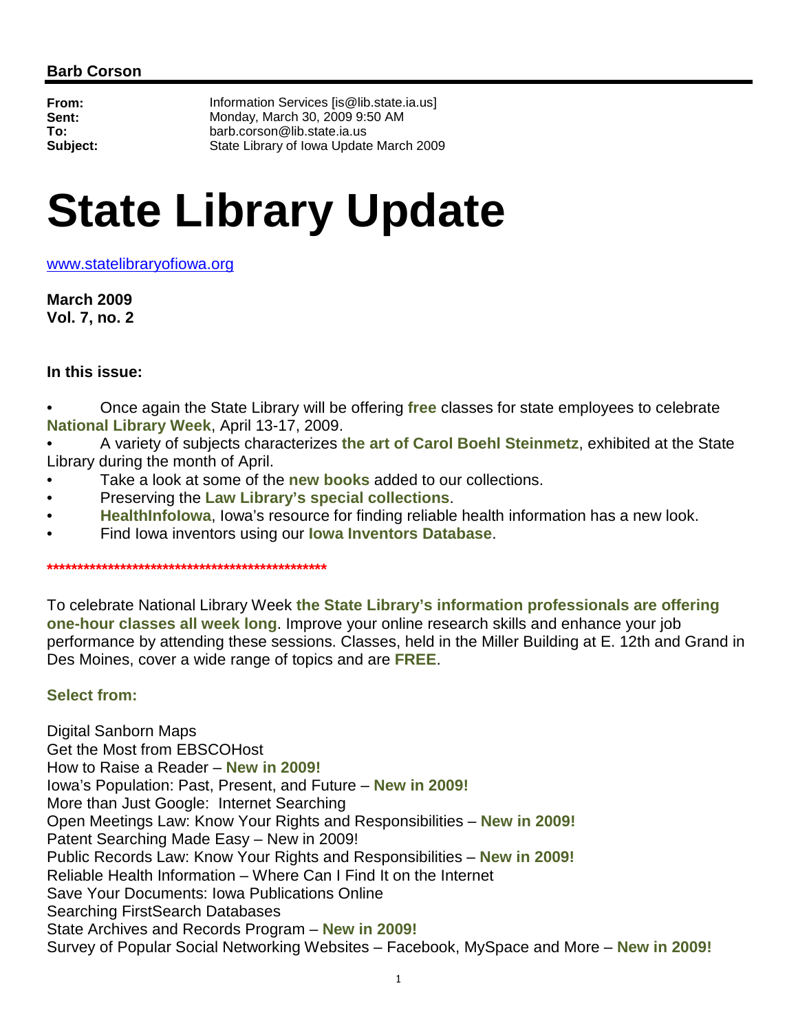**Barb Corson**

**From:** Information Services [is@lib.state.ia.us]
**Sent:** Monday, March 30, 2009 9:50 AM
**To:** barb.corson@lib.state.ia.us
**Subject:** State Library of Iowa Update March 2009

# State Library Update

www.statelibraryofiowa.org

**March 2009**
**Vol. 7, no. 2**

**In this issue:**

- Once again the State Library will be offering **free** classes for state employees to celebrate **National Library Week**, April 13-17, 2009.
- A variety of subjects characterizes **the art of Carol Boehl Steinmetz**, exhibited at the State Library during the month of April.
- Take a look at some of the **new books** added to our collections.
- Preserving the **Law Library's special collections**.
- **HealthInfoIowa**, Iowa's resource for finding reliable health information has a new look.
- Find Iowa inventors using our **Iowa Inventors Database**.

**************************************************

To celebrate National Library Week **the State Library's information professionals are offering one-hour classes all week long**. Improve your online research skills and enhance your job performance by attending these sessions. Classes, held in the Miller Building at E. 12th and Grand in Des Moines, cover a wide range of topics and are **FREE**.

**Select from:**

Digital Sanborn Maps
Get the Most from EBSCOHost
How to Raise a Reader – **New in 2009!**
Iowa's Population: Past, Present, and Future – **New in 2009!**
More than Just Google: Internet Searching
Open Meetings Law: Know Your Rights and Responsibilities – **New in 2009!**
Patent Searching Made Easy – New in 2009!
Public Records Law: Know Your Rights and Responsibilities – **New in 2009!**
Reliable Health Information – Where Can I Find It on the Internet
Save Your Documents: Iowa Publications Online
Searching FirstSearch Databases
State Archives and Records Program – **New in 2009!**
Survey of Popular Social Networking Websites – Facebook, MySpace and More – **New in 2009!**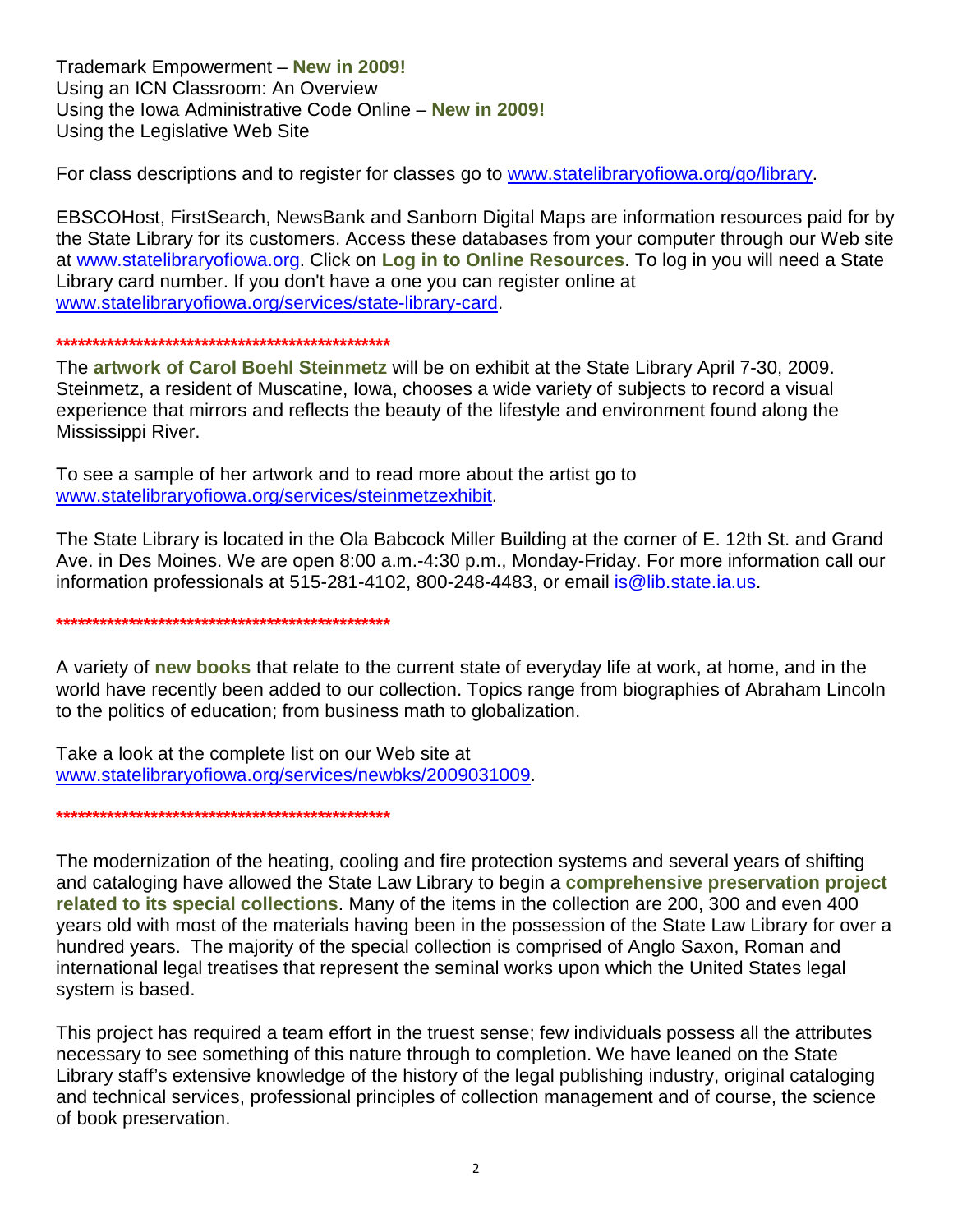Trademark Empowerment – **New in 2009!**
Using an ICN Classroom: An Overview
Using the Iowa Administrative Code Online – **New in 2009!**
Using the Legislative Web Site

For class descriptions and to register for classes go to www.statelibraryofiowa.org/go/library.

EBSCOHost, FirstSearch, NewsBank and Sanborn Digital Maps are information resources paid for by the State Library for its customers. Access these databases from your computer through our Web site at www.statelibraryofiowa.org. Click on **Log in to Online Resources**. To log in you will need a State Library card number. If you don't have a one you can register online at www.statelibraryofiowa.org/services/state-library-card.

**************************************************

The **artwork of Carol Boehl Steinmetz** will be on exhibit at the State Library April 7-30, 2009. Steinmetz, a resident of Muscatine, Iowa, chooses a wide variety of subjects to record a visual experience that mirrors and reflects the beauty of the lifestyle and environment found along the Mississippi River.

To see a sample of her artwork and to read more about the artist go to www.statelibraryofiowa.org/services/steinmetzexhibit.

The State Library is located in the Ola Babcock Miller Building at the corner of E. 12th St. and Grand Ave. in Des Moines. We are open 8:00 a.m.-4:30 p.m., Monday-Friday. For more information call our information professionals at 515-281-4102, 800-248-4483, or email is@lib.state.ia.us.

**************************************************

A variety of **new books** that relate to the current state of everyday life at work, at home, and in the world have recently been added to our collection. Topics range from biographies of Abraham Lincoln to the politics of education; from business math to globalization.

Take a look at the complete list on our Web site at www.statelibraryofiowa.org/services/newbks/2009031009.

**************************************************

The modernization of the heating, cooling and fire protection systems and several years of shifting and cataloging have allowed the State Law Library to begin a **comprehensive preservation project related to its special collections**. Many of the items in the collection are 200, 300 and even 400 years old with most of the materials having been in the possession of the State Law Library for over a hundred years. The majority of the special collection is comprised of Anglo Saxon, Roman and international legal treatises that represent the seminal works upon which the United States legal system is based.

This project has required a team effort in the truest sense; few individuals possess all the attributes necessary to see something of this nature through to completion. We have leaned on the State Library staff's extensive knowledge of the history of the legal publishing industry, original cataloging and technical services, professional principles of collection management and of course, the science of book preservation.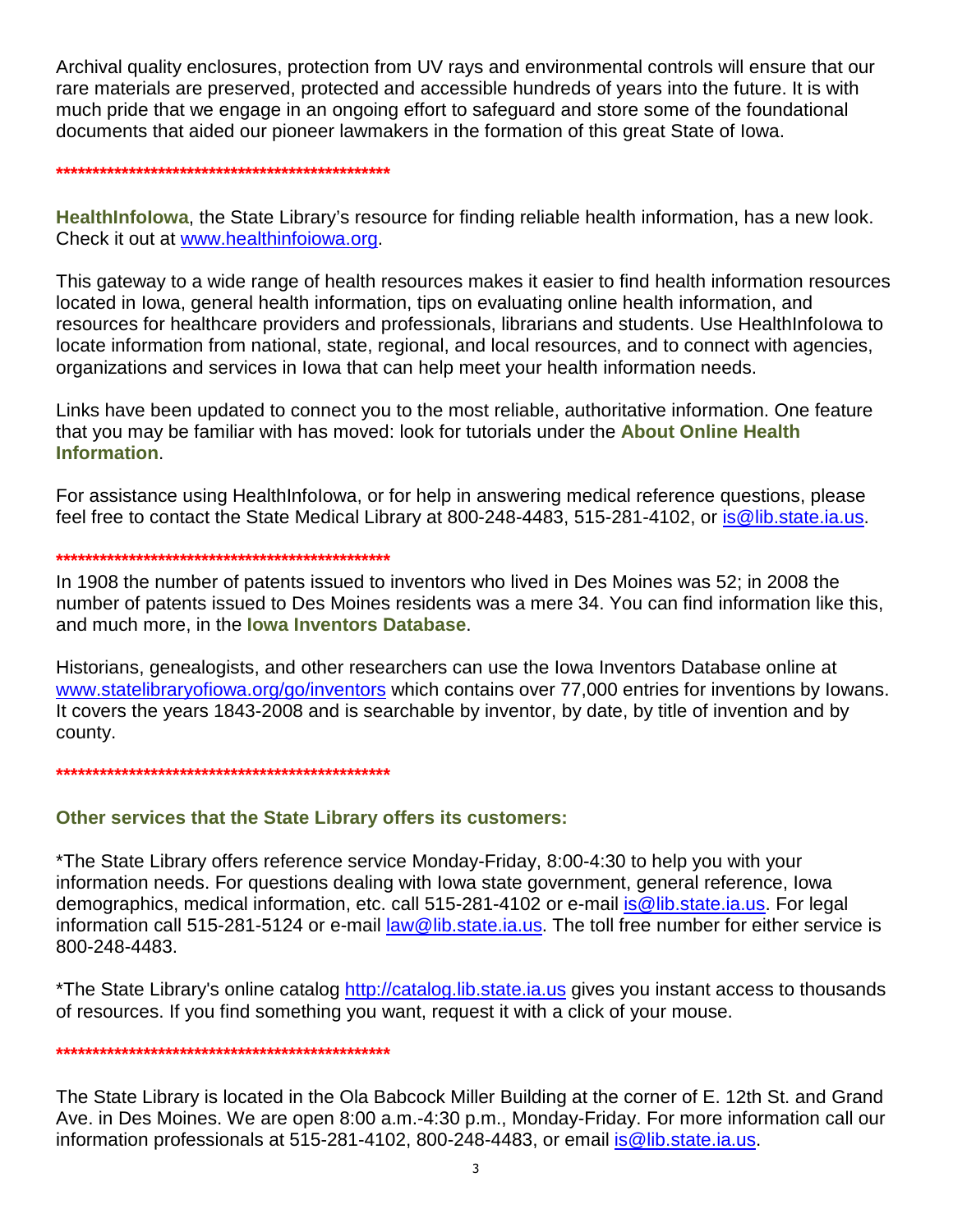Archival quality enclosures, protection from UV rays and environmental controls will ensure that our rare materials are preserved, protected and accessible hundreds of years into the future. It is with much pride that we engage in an ongoing effort to safeguard and store some of the foundational documents that aided our pioneer lawmakers in the formation of this great State of Iowa.

**************************************************

**HealthInfoIowa**, the State Library's resource for finding reliable health information, has a new look. Check it out at www.healthinfoiowa.org.

This gateway to a wide range of health resources makes it easier to find health information resources located in Iowa, general health information, tips on evaluating online health information, and resources for healthcare providers and professionals, librarians and students. Use HealthInfoIowa to locate information from national, state, regional, and local resources, and to connect with agencies, organizations and services in Iowa that can help meet your health information needs.

Links have been updated to connect you to the most reliable, authoritative information. One feature that you may be familiar with has moved: look for tutorials under the **About Online Health Information**.

For assistance using HealthInfoIowa, or for help in answering medical reference questions, please feel free to contact the State Medical Library at 800-248-4483, 515-281-4102, or is@lib.state.ia.us.

**************************************************

In 1908 the number of patents issued to inventors who lived in Des Moines was 52; in 2008 the number of patents issued to Des Moines residents was a mere 34. You can find information like this, and much more, in the **Iowa Inventors Database**.

Historians, genealogists, and other researchers can use the Iowa Inventors Database online at www.statelibraryofiowa.org/go/inventors which contains over 77,000 entries for inventions by Iowans. It covers the years 1843-2008 and is searchable by inventor, by date, by title of invention and by county.

**************************************************

**Other services that the State Library offers its customers:**

*The State Library offers reference service Monday-Friday, 8:00-4:30 to help you with your information needs. For questions dealing with Iowa state government, general reference, Iowa demographics, medical information, etc. call 515-281-4102 or e-mail is@lib.state.ia.us. For legal information call 515-281-5124 or e-mail law@lib.state.ia.us. The toll free number for either service is 800-248-4483.

*The State Library's online catalog http://catalog.lib.state.ia.us gives you instant access to thousands of resources. If you find something you want, request it with a click of your mouse.

**************************************************

The State Library is located in the Ola Babcock Miller Building at the corner of E. 12th St. and Grand Ave. in Des Moines. We are open 8:00 a.m.-4:30 p.m., Monday-Friday. For more information call our information professionals at 515-281-4102, 800-248-4483, or email is@lib.state.ia.us.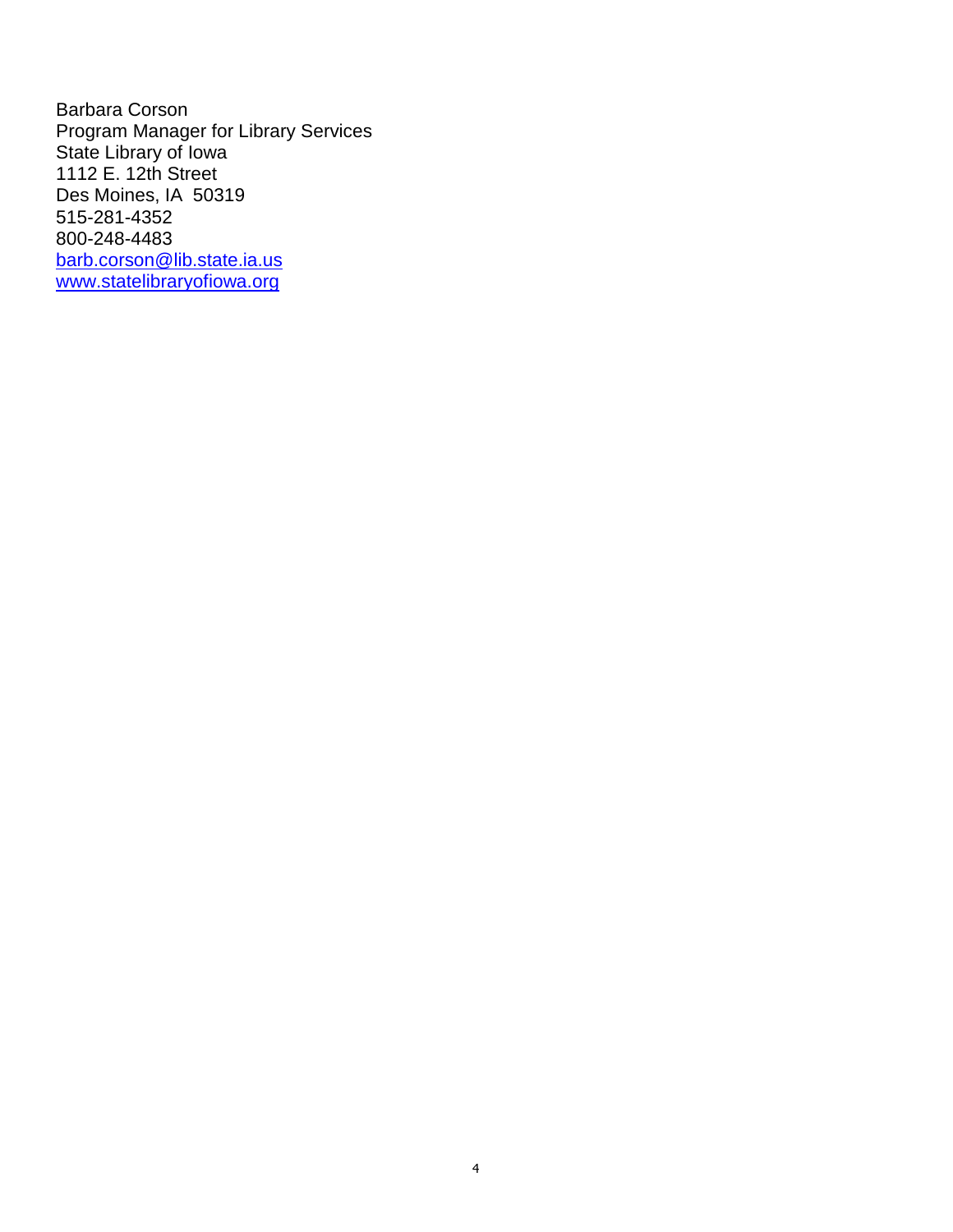Barbara Corson  
Program Manager for Library Services  
State Library of Iowa  
1112 E. 12th Street  
Des Moines, IA  50319  
515-281-4352  
800-248-4483  
[barb.corson@lib.state.ia.us](mailto:barb.corson@lib.state.ia.us)  
[www.statelibraryofiowa.org](http://www.statelibraryofiowa.org)